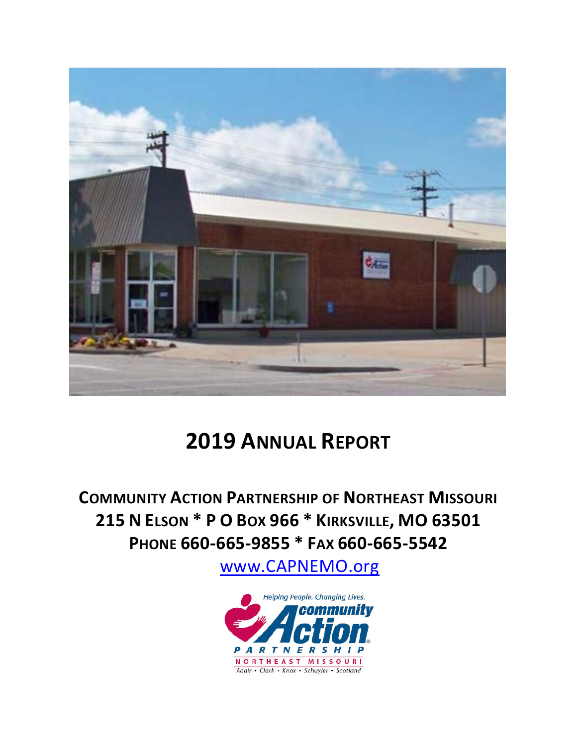# 2019 ANNUAL REPORT

## COMMUNITY ACTION PARTNERSHIP OF NORTHEAST MISSOURI
## 215 N ELSON * P O BOX 966 * KIRKSVILLE, MO 63501
## PHONE 660-665-9855 * FAX 660-665-5542

www.CAPNEMO.org

Helping People. Changing Lives.
community Action PARTNERSHIP
NORTHEAST MISSOURI
Adair • Clark • Knox • Schuyler • Scotland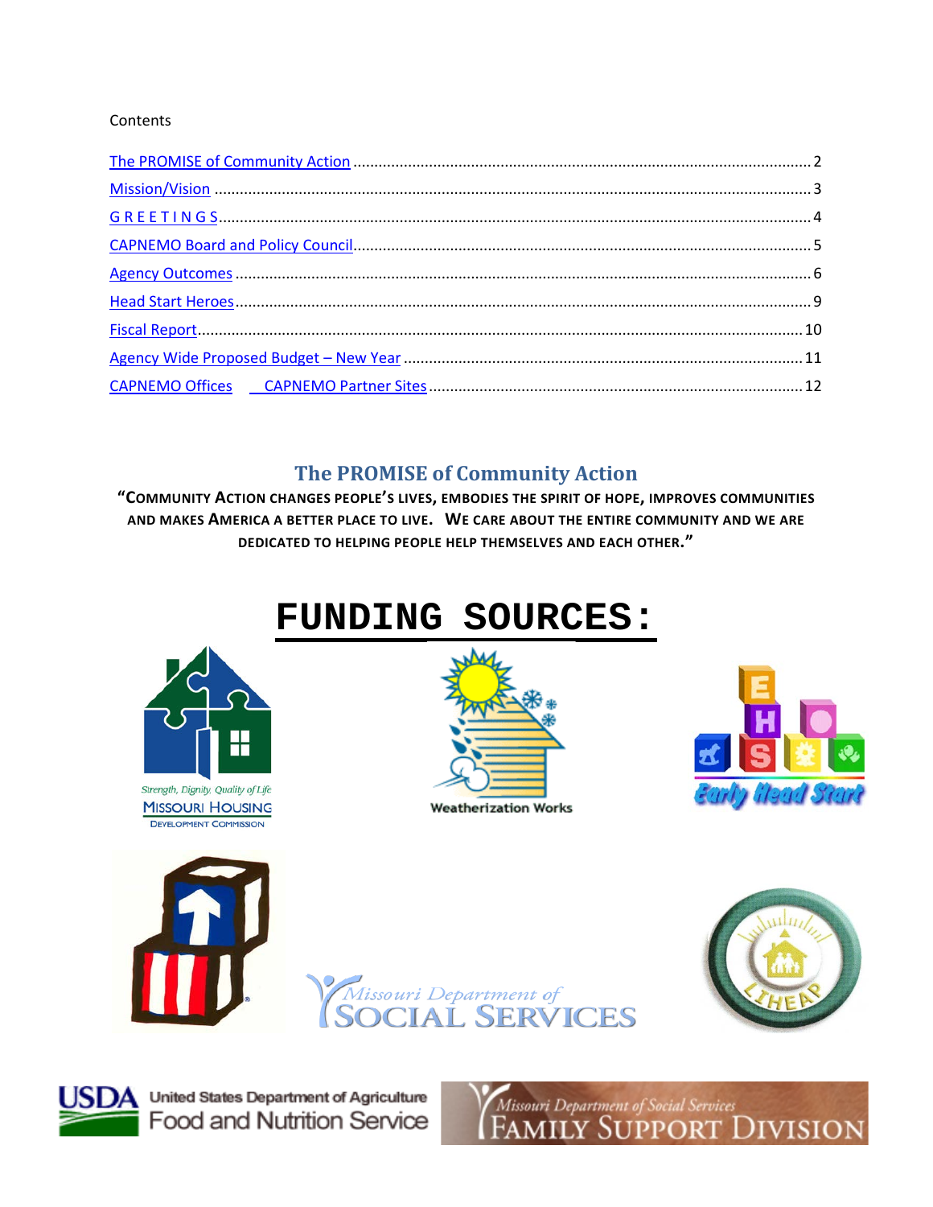Contents

[The PROMISE of Community Action](#) .......... 2
[Mission/Vision](#) .......... 3
[G R E E T I N G S](#) .......... 4
[CAPNEMO Board and Policy Council](#) .......... 5
[Agency Outcomes](#) .......... 6
[Head Start Heroes](#) .......... 9
[Fiscal Report](#) .......... 10
[Agency Wide Proposed Budget – New Year](#) .......... 11
[CAPNEMO Offices](#) [CAPNEMO Partner Sites](#) .......... 12

## The PROMISE of Community Action

**"COMMUNITY ACTION CHANGES PEOPLE'S LIVES, EMBODIES THE SPIRIT OF HOPE, IMPROVES COMMUNITIES AND MAKES AMERICA A BETTER PLACE TO LIVE. WE CARE ABOUT THE ENTIRE COMMUNITY AND WE ARE DEDICATED TO HELPING PEOPLE HELP THEMSELVES AND EACH OTHER."**

# FUNDING SOURCES:

Strength, Dignity, Quality of Life
MISSOURI HOUSING DEVELOPMENT COMMISSION

Weatherization Works

Early Head Start

Missouri Department of SOCIAL SERVICES

LIHEAP

USDA United States Department of Agriculture Food and Nutrition Service

Missouri Department of Social Services FAMILY SUPPORT DIVISION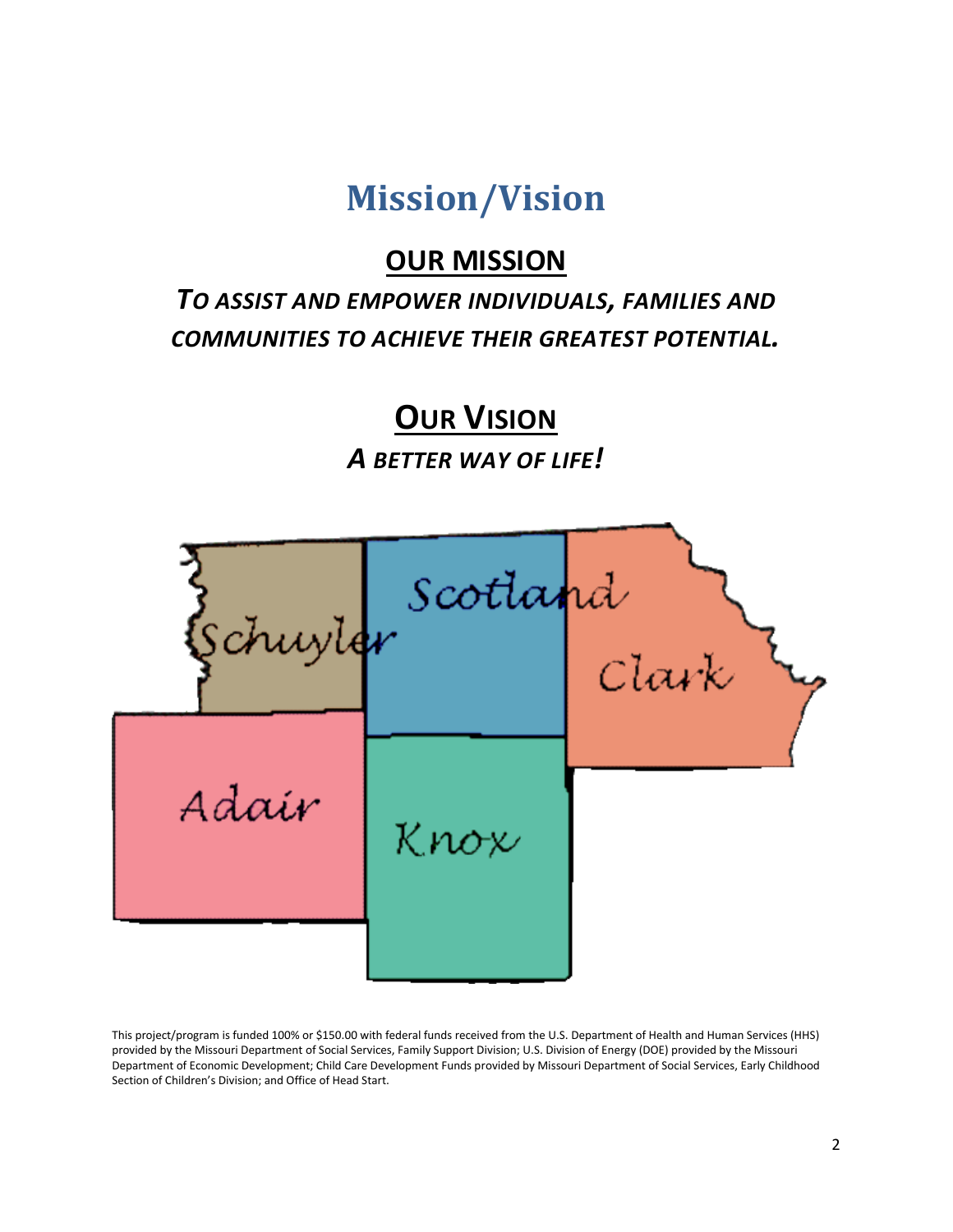# Mission/Vision

## OUR MISSION

***TO ASSIST AND EMPOWER INDIVIDUALS, FAMILIES AND COMMUNITIES TO ACHIEVE THEIR GREATEST POTENTIAL.***

## OUR VISION

***A BETTER WAY OF LIFE!***

Schuyler
Scotland
Clark
Adair
Knox

This project/program is funded 100% or $150.00 with federal funds received from the U.S. Department of Health and Human Services (HHS) provided by the Missouri Department of Social Services, Family Support Division; U.S. Division of Energy (DOE) provided by the Missouri Department of Economic Development; Child Care Development Funds provided by Missouri Department of Social Services, Early Childhood Section of Children's Division; and Office of Head Start.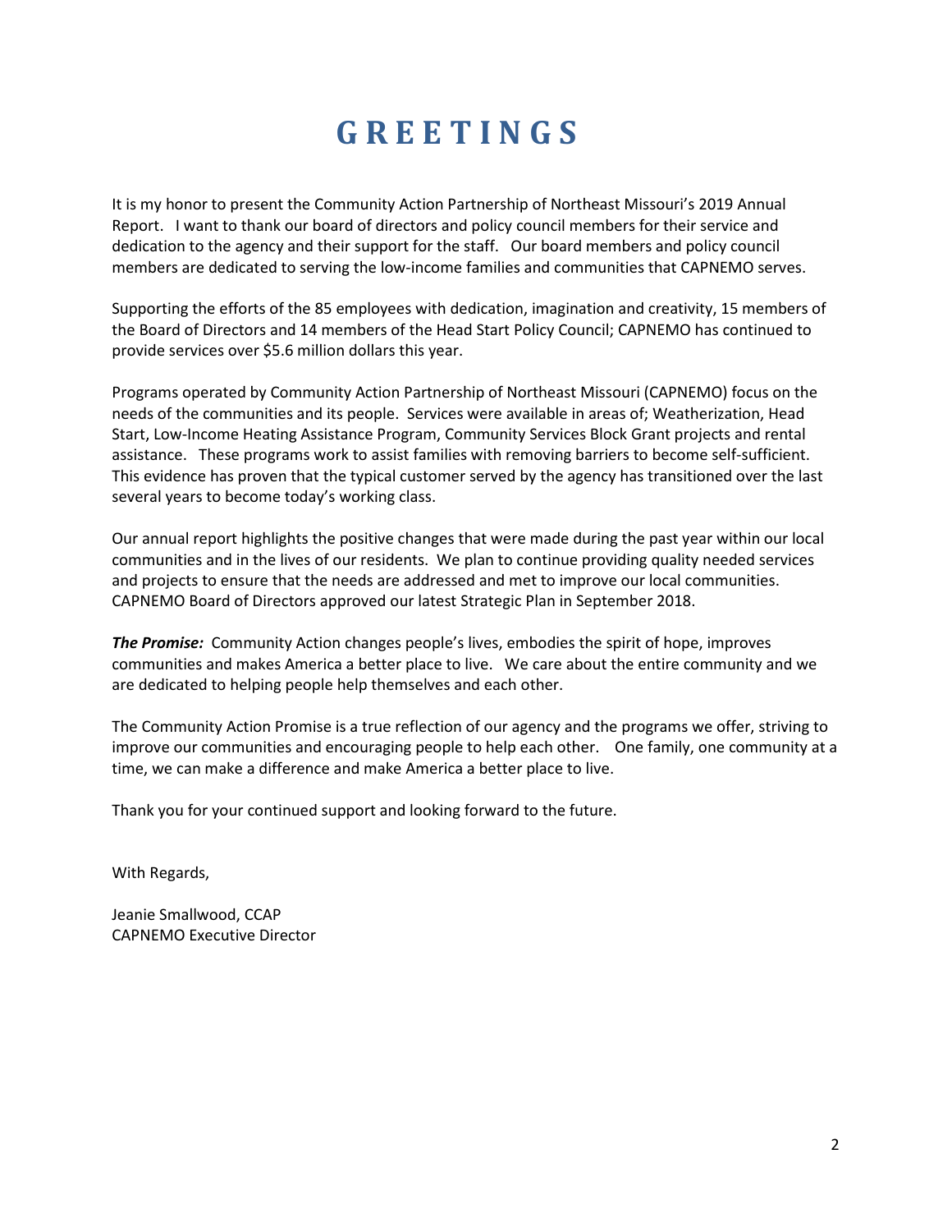# GREETINGS

It is my honor to present the Community Action Partnership of Northeast Missouri's 2019 Annual Report. I want to thank our board of directors and policy council members for their service and dedication to the agency and their support for the staff. Our board members and policy council members are dedicated to serving the low-income families and communities that CAPNEMO serves.

Supporting the efforts of the 85 employees with dedication, imagination and creativity, 15 members of the Board of Directors and 14 members of the Head Start Policy Council; CAPNEMO has continued to provide services over $5.6 million dollars this year.

Programs operated by Community Action Partnership of Northeast Missouri (CAPNEMO) focus on the needs of the communities and its people. Services were available in areas of; Weatherization, Head Start, Low-Income Heating Assistance Program, Community Services Block Grant projects and rental assistance. These programs work to assist families with removing barriers to become self-sufficient. This evidence has proven that the typical customer served by the agency has transitioned over the last several years to become today's working class.

Our annual report highlights the positive changes that were made during the past year within our local communities and in the lives of our residents. We plan to continue providing quality needed services and projects to ensure that the needs are addressed and met to improve our local communities. CAPNEMO Board of Directors approved our latest Strategic Plan in September 2018.

***The Promise:*** Community Action changes people's lives, embodies the spirit of hope, improves communities and makes America a better place to live. We care about the entire community and we are dedicated to helping people help themselves and each other.

The Community Action Promise is a true reflection of our agency and the programs we offer, striving to improve our communities and encouraging people to help each other. One family, one community at a time, we can make a difference and make America a better place to live.

Thank you for your continued support and looking forward to the future.

With Regards,

Jeanie Smallwood, CCAP
CAPNEMO Executive Director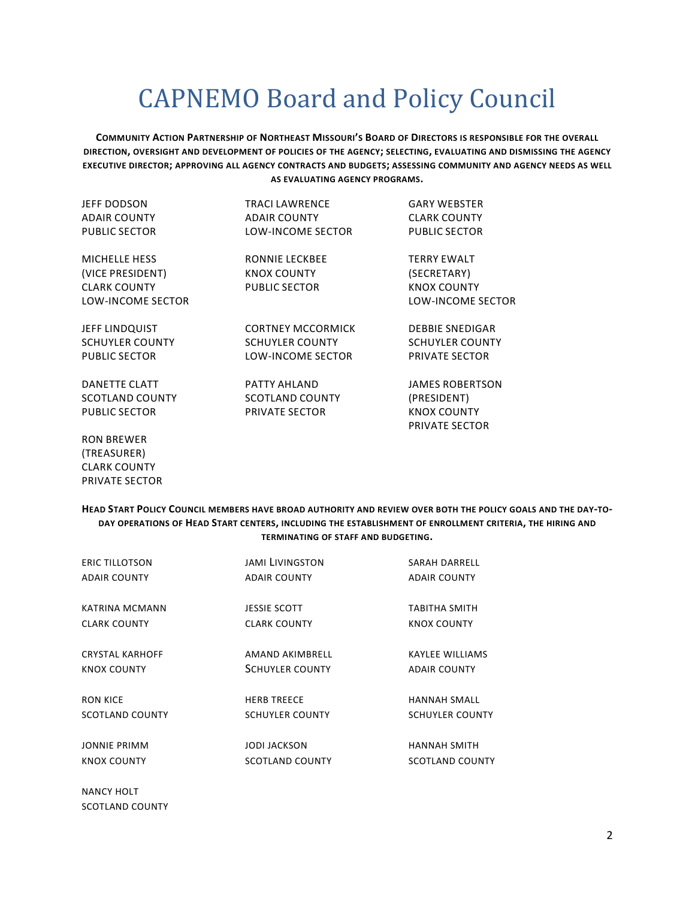# CAPNEMO Board and Policy Council

**COMMUNITY ACTION PARTNERSHIP OF NORTHEAST MISSOURI'S BOARD OF DIRECTORS IS RESPONSIBLE FOR THE OVERALL DIRECTION, OVERSIGHT AND DEVELOPMENT OF POLICIES OF THE AGENCY; SELECTING, EVALUATING AND DISMISSING THE AGENCY EXECUTIVE DIRECTOR; APPROVING ALL AGENCY CONTRACTS AND BUDGETS; ASSESSING COMMUNITY AND AGENCY NEEDS AS WELL AS EVALUATING AGENCY PROGRAMS.**

JEFF DODSON
ADAIR COUNTY
PUBLIC SECTOR

TRACI LAWRENCE
ADAIR COUNTY
LOW-INCOME SECTOR

GARY WEBSTER
CLARK COUNTY
PUBLIC SECTOR

MICHELLE HESS
(VICE PRESIDENT)
CLARK COUNTY
LOW-INCOME SECTOR

RONNIE LECKBEE
KNOX COUNTY
PUBLIC SECTOR

TERRY EWALT
(SECRETARY)
KNOX COUNTY
LOW-INCOME SECTOR

JEFF LINDQUIST
SCHUYLER COUNTY
PUBLIC SECTOR

CORTNEY MCCORMICK
SCHUYLER COUNTY
LOW-INCOME SECTOR

DEBBIE SNEDIGAR
SCHUYLER COUNTY
PRIVATE SECTOR

DANETTE CLATT
SCOTLAND COUNTY
PUBLIC SECTOR

PATTY AHLAND
SCOTLAND COUNTY
PRIVATE SECTOR

JAMES ROBERTSON
(PRESIDENT)
KNOX COUNTY
PRIVATE SECTOR

RON BREWER
(TREASURER)
CLARK COUNTY
PRIVATE SECTOR

**HEAD START POLICY COUNCIL MEMBERS HAVE BROAD AUTHORITY AND REVIEW OVER BOTH THE POLICY GOALS AND THE DAY-TO-DAY OPERATIONS OF HEAD START CENTERS, INCLUDING THE ESTABLISHMENT OF ENROLLMENT CRITERIA, THE HIRING AND TERMINATING OF STAFF AND BUDGETING.**

ERIC TILLOTSON
ADAIR COUNTY

JAMI LIVINGSTON
ADAIR COUNTY

SARAH DARRELL
ADAIR COUNTY

KATRINA MCMANN
CLARK COUNTY

JESSIE SCOTT
CLARK COUNTY

TABITHA SMITH
KNOX COUNTY

CRYSTAL KARHOFF
KNOX COUNTY

AMAND AKIMBRELL
SCHUYLER COUNTY

KAYLEE WILLIAMS
ADAIR COUNTY

RON KICE
SCOTLAND COUNTY

HERB TREECE
SCHUYLER COUNTY

HANNAH SMALL
SCHUYLER COUNTY

JONNIE PRIMM
KNOX COUNTY

JODI JACKSON
SCOTLAND COUNTY

HANNAH SMITH
SCOTLAND COUNTY

NANCY HOLT
SCOTLAND COUNTY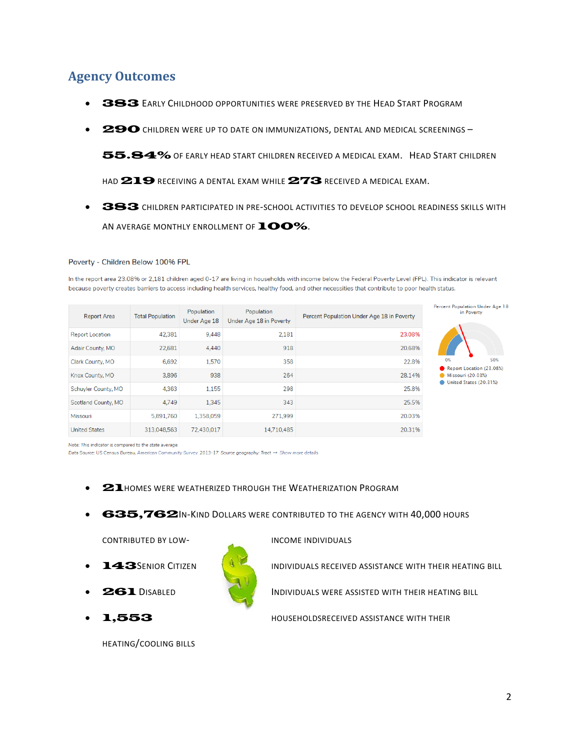## Agency Outcomes

- **383** EARLY CHILDHOOD OPPORTUNITIES WERE PRESERVED BY THE HEAD START PROGRAM
- **290** CHILDREN WERE UP TO DATE ON IMMUNIZATIONS, DENTAL AND MEDICAL SCREENINGS –

  **55.84%** OF EARLY HEAD START CHILDREN RECEIVED A MEDICAL EXAM. HEAD START CHILDREN HAD **219** RECEIVING A DENTAL EXAM WHILE **273** RECEIVED A MEDICAL EXAM.
- **383** CHILDREN PARTICIPATED IN PRE-SCHOOL ACTIVITIES TO DEVELOP SCHOOL READINESS SKILLS WITH AN AVERAGE MONTHLY ENROLLMENT OF **100%**.

Poverty - Children Below 100% FPL

In the report area 23.08% or 2,181 children aged 0-17 are living in households with income below the Federal Poverty Level (FPL). This indicator is relevant because poverty creates barriers to access including health services, healthy food, and other necessities that contribute to poor health status.

| Report Area | Total Population | Population Under Age 18 | Population Under Age 18 in Poverty | Percent Population Under Age 18 in Poverty |
|---|---|---|---|---|
| Report Location | 42,381 | 9,448 | 2,181 | 23.08% |
| Adair County, MO | 22,681 | 4,440 | 918 | 20.68% |
| Clark County, MO | 6,692 | 1,570 | 358 | 22.8% |
| Knox County, MO | 3,896 | 938 | 264 | 28.14% |
| Schuyler County, MO | 4,363 | 1,155 | 298 | 25.8% |
| Scotland County, MO | 4,749 | 1,345 | 343 | 25.5% |
| Missouri | 5,891,760 | 1,358,059 | 271,999 | 20.03% |
| United States | 313,048,563 | 72,430,017 | 14,710,485 | 20.31% |

Percent Population Under Age 18 in Poverty

0% 50%

- Report Location (23.08%)
- Missouri (20.03%)
- United States (20.31%)

Note: This indicator is compared to the state average.
Data Source: US Census Bureau, American Community Survey. 2013-17. Source geography: Tract → Show more details

- **21** HOMES WERE WEATHERIZED THROUGH THE WEATHERIZATION PROGRAM
- **635,762** IN-KIND DOLLARS WERE CONTRIBUTED TO THE AGENCY WITH 40,000 HOURS CONTRIBUTED BY LOW-INCOME INDIVIDUALS
- **143** SENIOR CITIZEN INDIVIDUALS RECEIVED ASSISTANCE WITH THEIR HEATING BILL
- **261** DISABLED INDIVIDUALS WERE ASSISTED WITH THEIR HEATING BILL
- **1,553** HOUSEHOLDSRECEIVED ASSISTANCE WITH THEIR HEATING/COOLING BILLS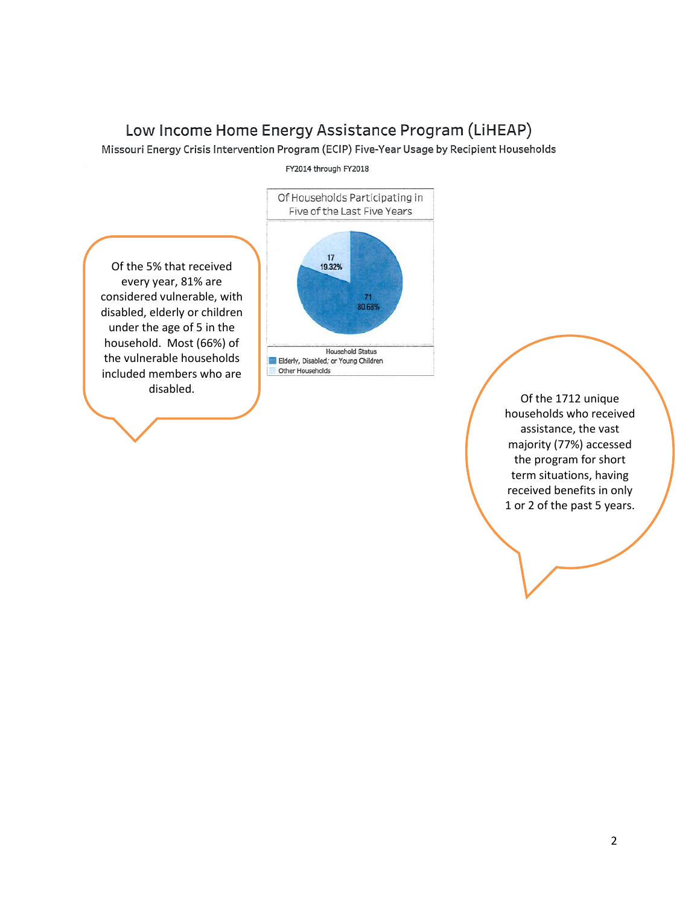# Low Income Home Energy Assistance Program (LiHEAP)

Missouri Energy Crisis Intervention Program (ECIP) Five-Year Usage by Recipient Households

FY2014 through FY2018

**Of Households Participating in Five of the Last Five Years**

| Household Status | Count | Percent |
|---|---|---|
| Elderly, Disabled, or Young Children | 71 | 80.68% |
| Other Households | 17 | 19.32% |

Of the 5% that received every year, 81% are considered vulnerable, with disabled, elderly or children under the age of 5 in the household. Most (66%) of the vulnerable households included members who are disabled.

Of the 1712 unique households who received assistance, the vast majority (77%) accessed the program for short term situations, having received benefits in only 1 or 2 of the past 5 years.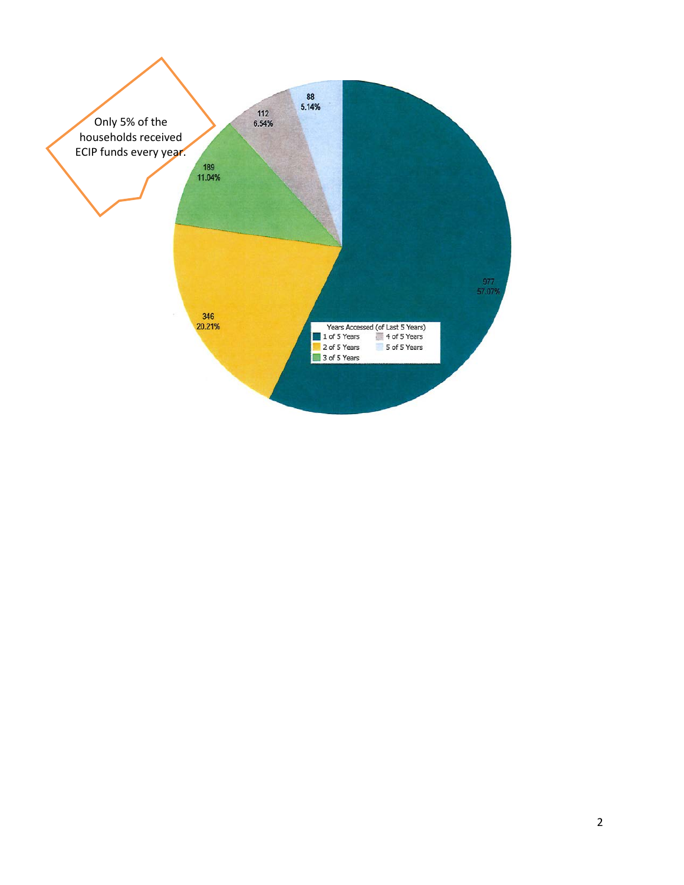Only 5% of the households received ECIP funds every year.

Years Accessed (of Last 5 Years)

| Years Accessed | Households | Percent |
| --- | --- | --- |
| 1 of 5 Years | 977 | 57.07% |
| 2 of 5 Years | 346 | 20.21% |
| 3 of 5 Years | 189 | 11.04% |
| 4 of 5 Years | 112 | 6.54% |
| 5 of 5 Years | 88 | 5.14% |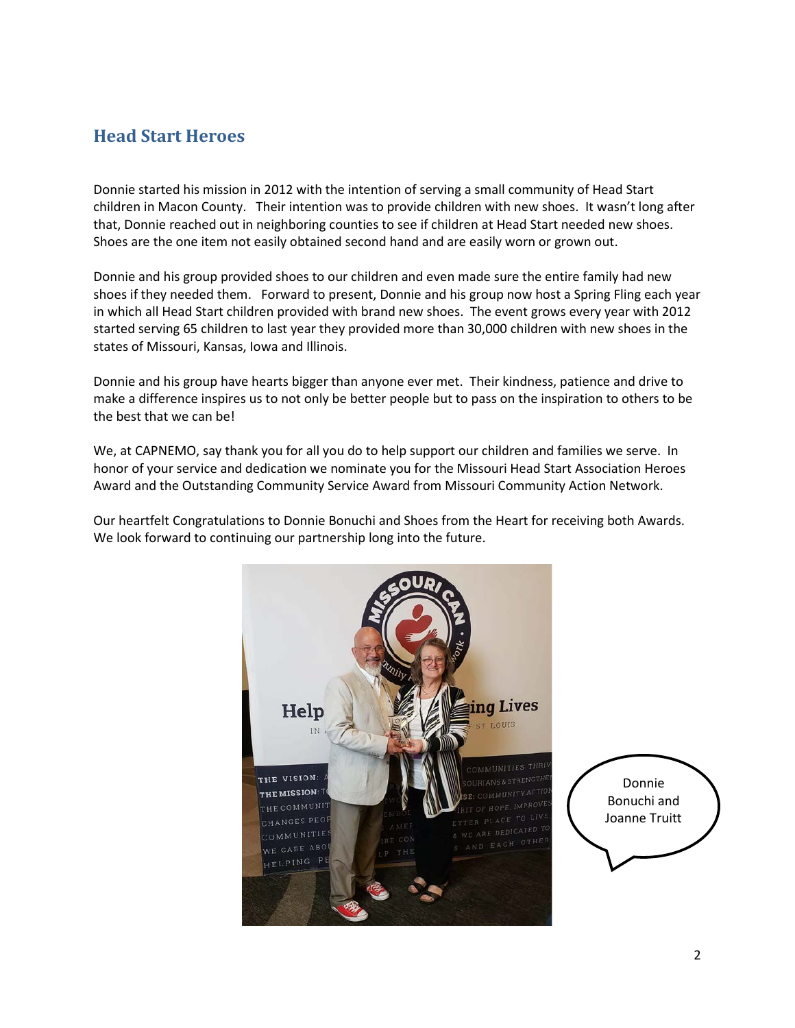## Head Start Heroes

Donnie started his mission in 2012 with the intention of serving a small community of Head Start children in Macon County. Their intention was to provide children with new shoes. It wasn't long after that, Donnie reached out in neighboring counties to see if children at Head Start needed new shoes. Shoes are the one item not easily obtained second hand and are easily worn or grown out.

Donnie and his group provided shoes to our children and even made sure the entire family had new shoes if they needed them. Forward to present, Donnie and his group now host a Spring Fling each year in which all Head Start children provided with brand new shoes. The event grows every year with 2012 started serving 65 children to last year they provided more than 30,000 children with new shoes in the states of Missouri, Kansas, Iowa and Illinois.

Donnie and his group have hearts bigger than anyone ever met. Their kindness, patience and drive to make a difference inspires us to not only be better people but to pass on the inspiration to others to be the best that we can be!

We, at CAPNEMO, say thank you for all you do to help support our children and families we serve. In honor of your service and dedication we nominate you for the Missouri Head Start Association Heroes Award and the Outstanding Community Service Award from Missouri Community Action Network.

Our heartfelt Congratulations to Donnie Bonuchi and Shoes from the Heart for receiving both Awards. We look forward to continuing our partnership long into the future.

Donnie Bonuchi and Joanne Truitt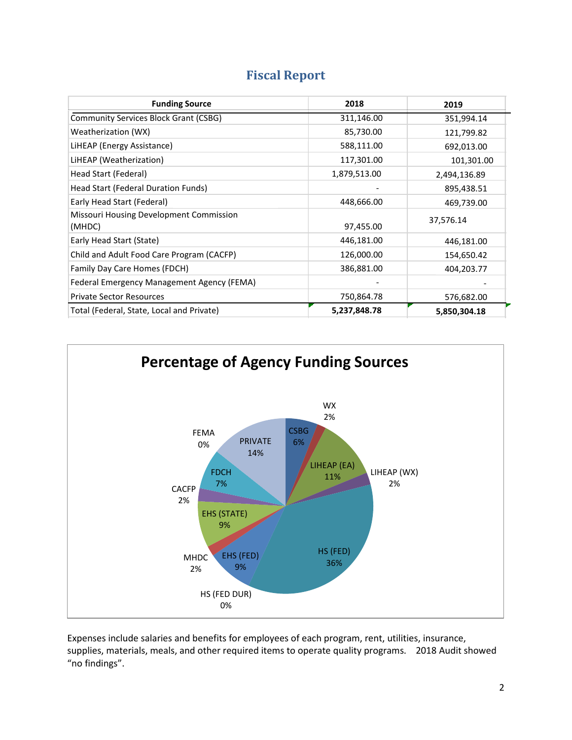# Fiscal Report

| Funding Source | 2018 | 2019 |
|---|---|---|
| Community Services Block Grant (CSBG) | 311,146.00 | 351,994.14 |
| Weatherization (WX) | 85,730.00 | 121,799.82 |
| LiHEAP (Energy Assistance) | 588,111.00 | 692,013.00 |
| LiHEAP (Weatherization) | 117,301.00 | 101,301.00 |
| Head Start (Federal) | 1,879,513.00 | 2,494,136.89 |
| Head Start (Federal Duration Funds) | - | 895,438.51 |
| Early Head Start (Federal) | 448,666.00 | 469,739.00 |
| Missouri Housing Development Commission (MHDC) | 97,455.00 | 37,576.14 |
| Early Head Start (State) | 446,181.00 | 446,181.00 |
| Child and Adult Food Care Program (CACFP) | 126,000.00 | 154,650.42 |
| Family Day Care Homes (FDCH) | 386,881.00 | 404,203.77 |
| Federal Emergency Management Agency (FEMA) | - | - |
| Private Sector Resources | 750,864.78 | 576,682.00 |
| Total (Federal, State, Local and Private) | **5,237,848.78** | **5,850,304.18** |

## Percentage of Agency Funding Sources

CSBG 6%; WX 2%; LIHEAP (EA) 11%; LIHEAP (WX) 2%; HS (FED) 36%; HS (FED DUR) 0%; EHS (FED) 9%; MHDC 2%; EHS (STATE) 9%; CACFP 2%; FDCH 7%; FEMA 0%; PRIVATE 14%

Expenses include salaries and benefits for employees of each program, rent, utilities, insurance, supplies, materials, meals, and other required items to operate quality programs. 2018 Audit showed "no findings".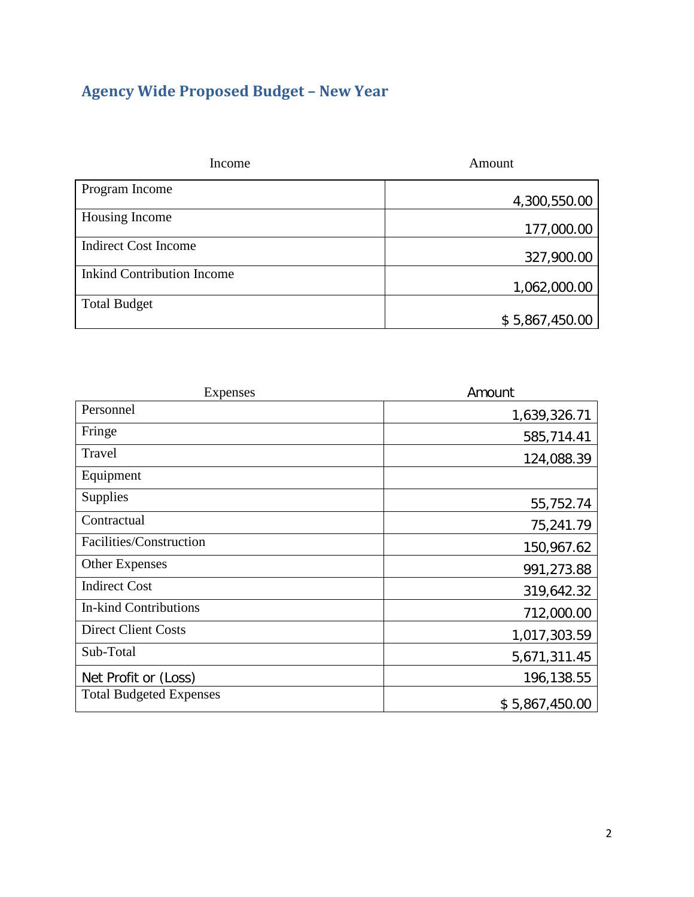## Agency Wide Proposed Budget – New Year

| Income | Amount |
|---|---|
| Program Income | 4,300,550.00 |
| Housing Income | 177,000.00 |
| Indirect Cost Income | 327,900.00 |
| Inkind Contribution Income | 1,062,000.00 |
| Total Budget | $ 5,867,450.00 |

| Expenses | Amount |
|---|---|
| Personnel | 1,639,326.71 |
| Fringe | 585,714.41 |
| Travel | 124,088.39 |
| Equipment | |
| Supplies | 55,752.74 |
| Contractual | 75,241.79 |
| Facilities/Construction | 150,967.62 |
| Other Expenses | 991,273.88 |
| Indirect Cost | 319,642.32 |
| In-kind Contributions | 712,000.00 |
| Direct Client Costs | 1,017,303.59 |
| Sub-Total | 5,671,311.45 |
| Net Profit or (Loss) | 196,138.55 |
| Total Budgeted Expenses | $ 5,867,450.00 |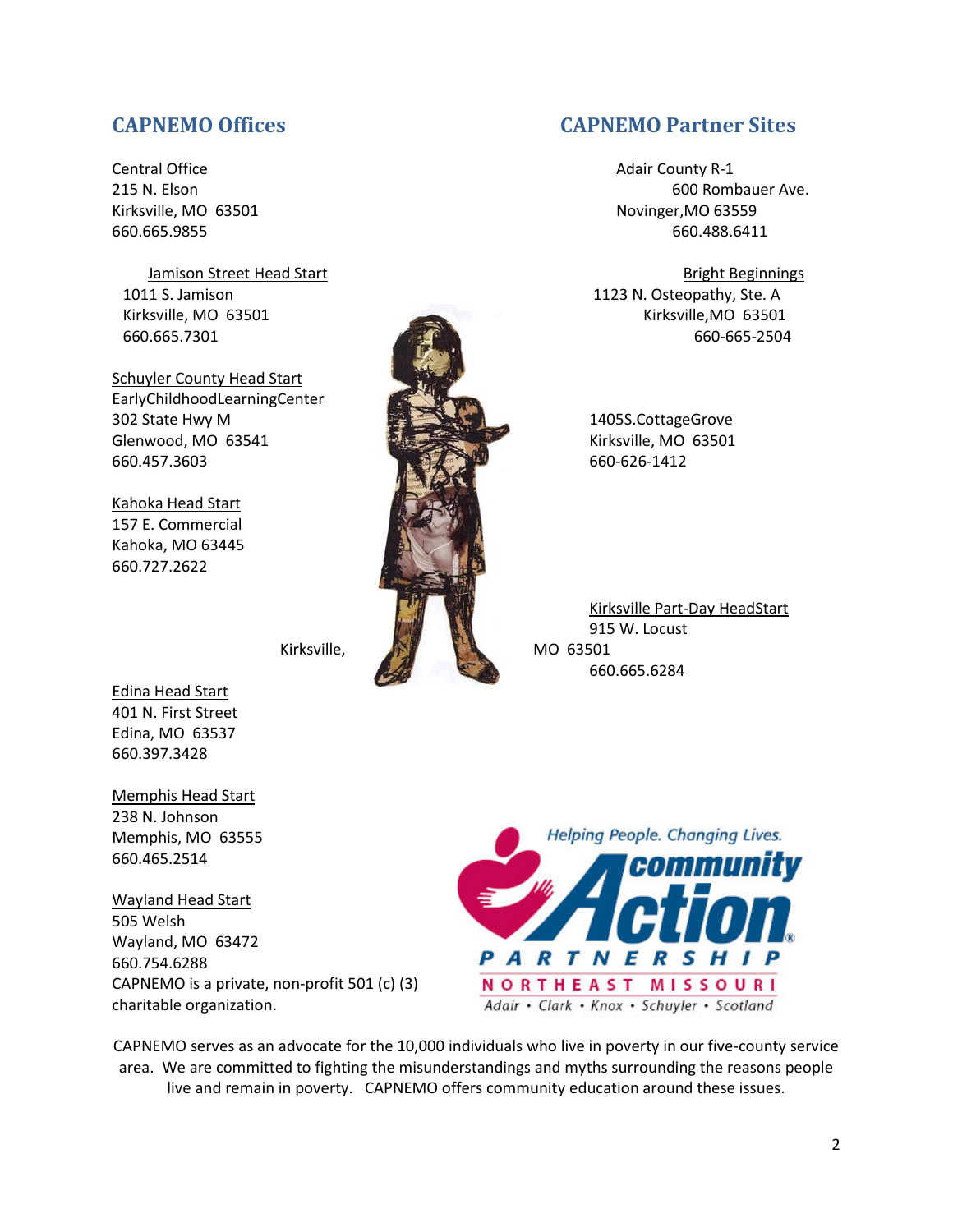## CAPNEMO Offices

Central Office
215 N. Elson
Kirksville, MO 63501
660.665.9855

Jamison Street Head Start
1011 S. Jamison
Kirksville, MO 63501
660.665.7301

Schuyler County Head Start
EarlyChildhoodLearningCenter
302 State Hwy M
Glenwood, MO 63541
660.457.3603

Kahoka Head Start
157 E. Commercial
Kahoka, MO 63445
660.727.2622

Edina Head Start
401 N. First Street
Edina, MO 63537
660.397.3428

Memphis Head Start
238 N. Johnson
Memphis, MO 63555
660.465.2514

Wayland Head Start
505 Welsh
Wayland, MO 63472
660.754.6288

CAPNEMO is a private, non-profit 501 (c) (3) charitable organization.

## CAPNEMO Partner Sites

Adair County R-1
600 Rombauer Ave.
Novinger,MO 63559
660.488.6411

Bright Beginnings
1123 N. Osteopathy, Ste. A
Kirksville,MO 63501
660-665-2504

1405S.CottageGrove
Kirksville, MO 63501
660-626-1412

Kirksville Part-Day HeadStart
915 W. Locust
Kirksville, MO 63501
660.665.6284

Helping People. Changing Lives.
Community Action Partnership
Northeast Missouri
Adair • Clark • Knox • Schuyler • Scotland

CAPNEMO serves as an advocate for the 10,000 individuals who live in poverty in our five-county service area. We are committed to fighting the misunderstandings and myths surrounding the reasons people live and remain in poverty. CAPNEMO offers community education around these issues.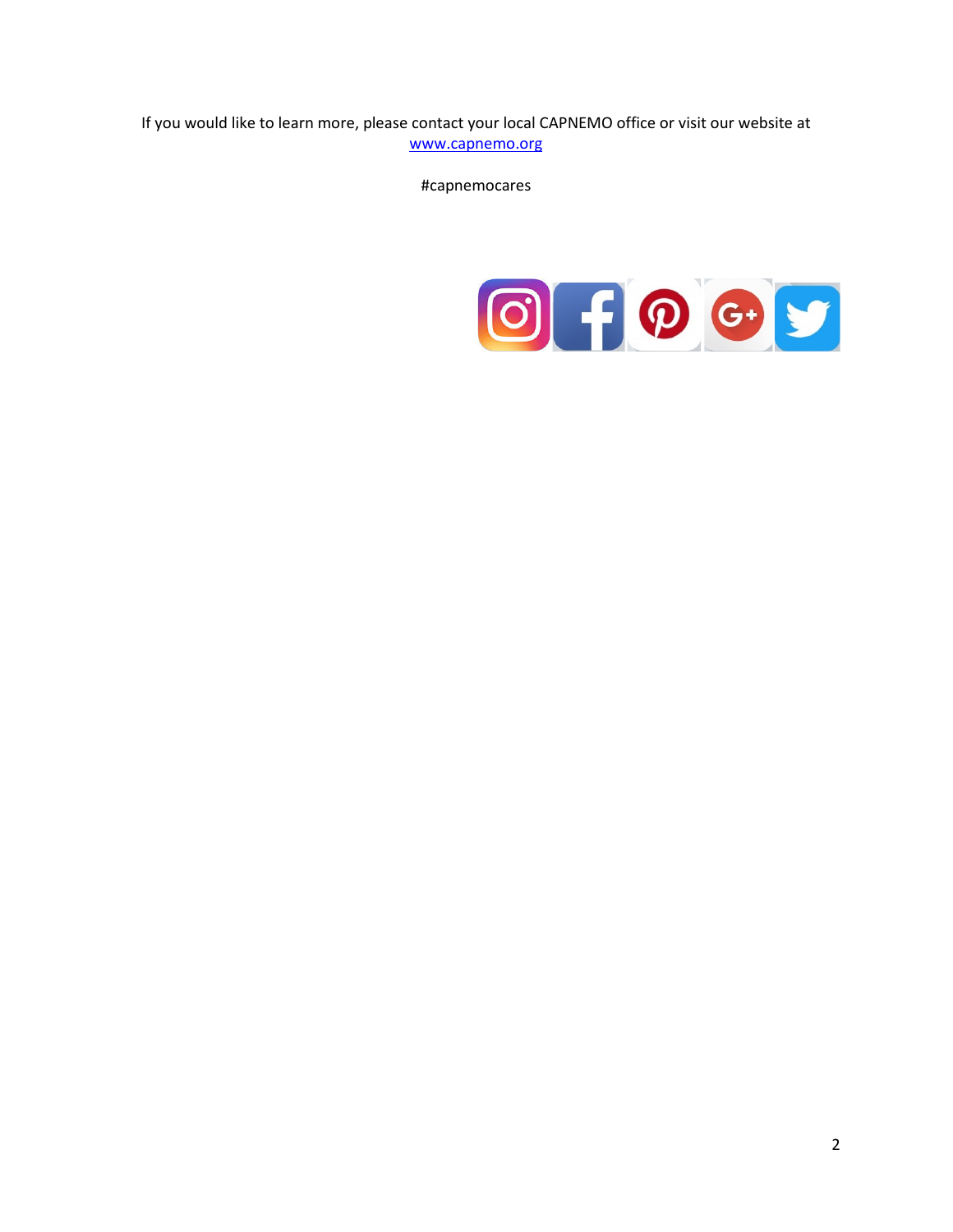If you would like to learn more, please contact your local CAPNEMO office or visit our website at [www.capnemo.org](http://www.capnemo.org)

#capnemocares